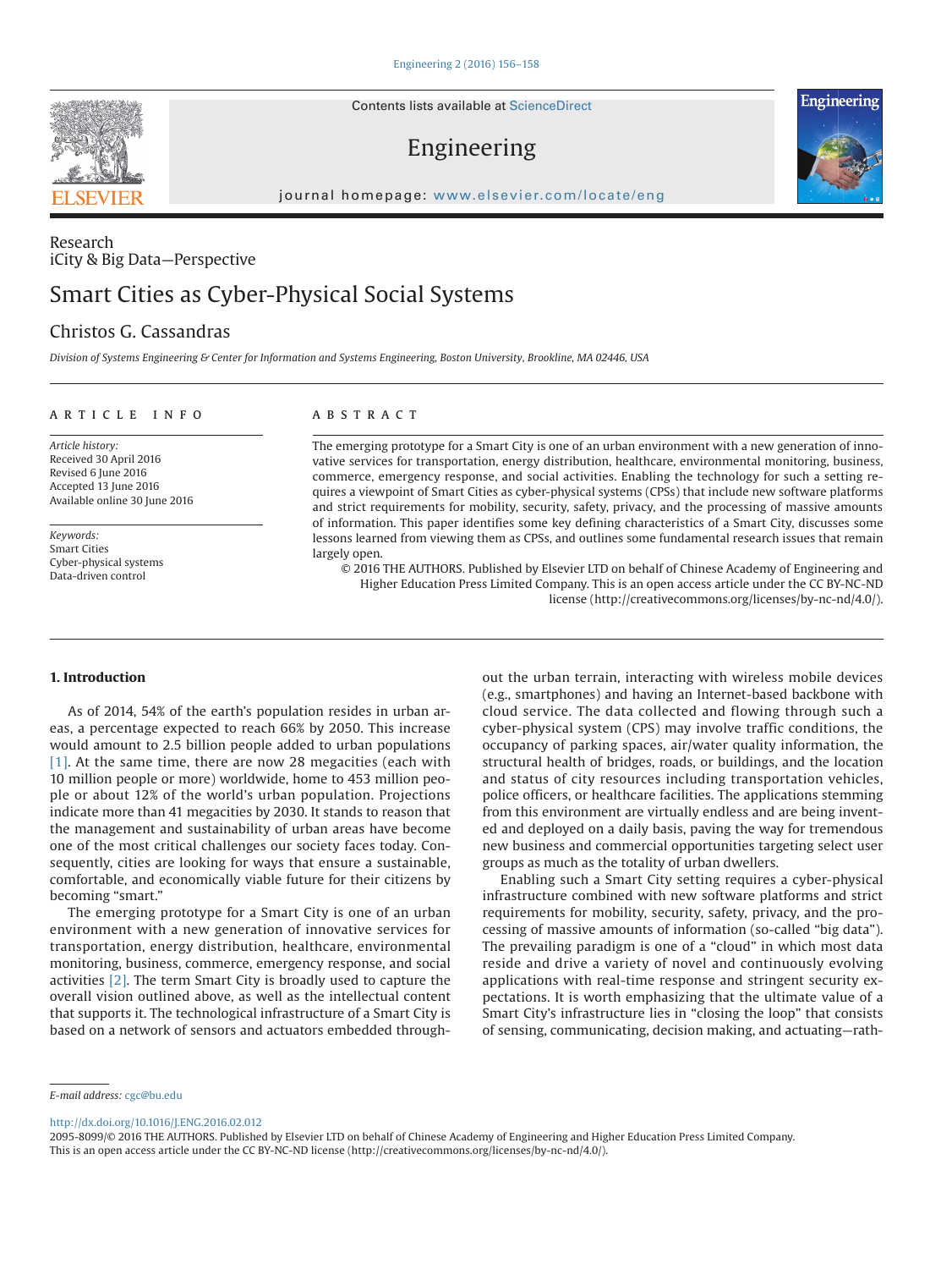Research
iCity & Big Data—Perspective

# Smart Cities as Cyber-Physical Social Systems

Christos G. Cassandras

*Division of Systems Engineering & Center for Information and Systems Engineering, Boston University, Brookline, MA 02446, USA*

ARTICLE INFO

*Article history:*
Received 30 April 2016
Revised 6 June 2016
Accepted 13 June 2016
Available online 30 June 2016

*Keywords:*
Smart Cities
Cyber-physical systems
Data-driven control

ABSTRACT

The emerging prototype for a Smart City is one of an urban environment with a new generation of innovative services for transportation, energy distribution, healthcare, environmental monitoring, business, commerce, emergency response, and social activities. Enabling the technology for such a setting requires a viewpoint of Smart Cities as cyber-physical systems (CPSs) that include new software platforms and strict requirements for mobility, security, safety, privacy, and the processing of massive amounts of information. This paper identifies some key defining characteristics of a Smart City, discusses some lessons learned from viewing them as CPSs, and outlines some fundamental research issues that remain largely open.

© 2016 THE AUTHORS. Published by Elsevier LTD on behalf of Chinese Academy of Engineering and Higher Education Press Limited Company. This is an open access article under the CC BY-NC-ND license (http://creativecommons.org/licenses/by-nc-nd/4.0/).

## 1. Introduction

As of 2014, 54% of the earth's population resides in urban areas, a percentage expected to reach 66% by 2050. This increase would amount to 2.5 billion people added to urban populations [1]. At the same time, there are now 28 megacities (each with 10 million people or more) worldwide, home to 453 million people or about 12% of the world's urban population. Projections indicate more than 41 megacities by 2030. It stands to reason that the management and sustainability of urban areas have become one of the most critical challenges our society faces today. Consequently, cities are looking for ways that ensure a sustainable, comfortable, and economically viable future for their citizens by becoming "smart."

The emerging prototype for a Smart City is one of an urban environment with a new generation of innovative services for transportation, energy distribution, healthcare, environmental monitoring, business, commerce, emergency response, and social activities [2]. The term Smart City is broadly used to capture the overall vision outlined above, as well as the intellectual content that supports it. The technological infrastructure of a Smart City is based on a network of sensors and actuators embedded throughout the urban terrain, interacting with wireless mobile devices (e.g., smartphones) and having an Internet-based backbone with cloud service. The data collected and flowing through such a cyber-physical system (CPS) may involve traffic conditions, the occupancy of parking spaces, air/water quality information, the structural health of bridges, roads, or buildings, and the location and status of city resources including transportation vehicles, police officers, or healthcare facilities. The applications stemming from this environment are virtually endless and are being invented and deployed on a daily basis, paving the way for tremendous new business and commercial opportunities targeting select user groups as much as the totality of urban dwellers.

Enabling such a Smart City setting requires a cyber-physical infrastructure combined with new software platforms and strict requirements for mobility, security, safety, privacy, and the processing of massive amounts of information (so-called "big data"). The prevailing paradigm is one of a "cloud" in which most data reside and drive a variety of novel and continuously evolving applications with real-time response and stringent security expectations. It is worth emphasizing that the ultimate value of a Smart City's infrastructure lies in "closing the loop" that consists of sensing, communicating, decision making, and actuating—rath-

*E-mail address:* cgc@bu.edu

http://dx.doi.org/10.1016/J.ENG.2016.02.012
2095-8099/© 2016 THE AUTHORS. Published by Elsevier LTD on behalf of Chinese Academy of Engineering and Higher Education Press Limited Company. This is an open access article under the CC BY-NC-ND license (http://creativecommons.org/licenses/by-nc-nd/4.0/).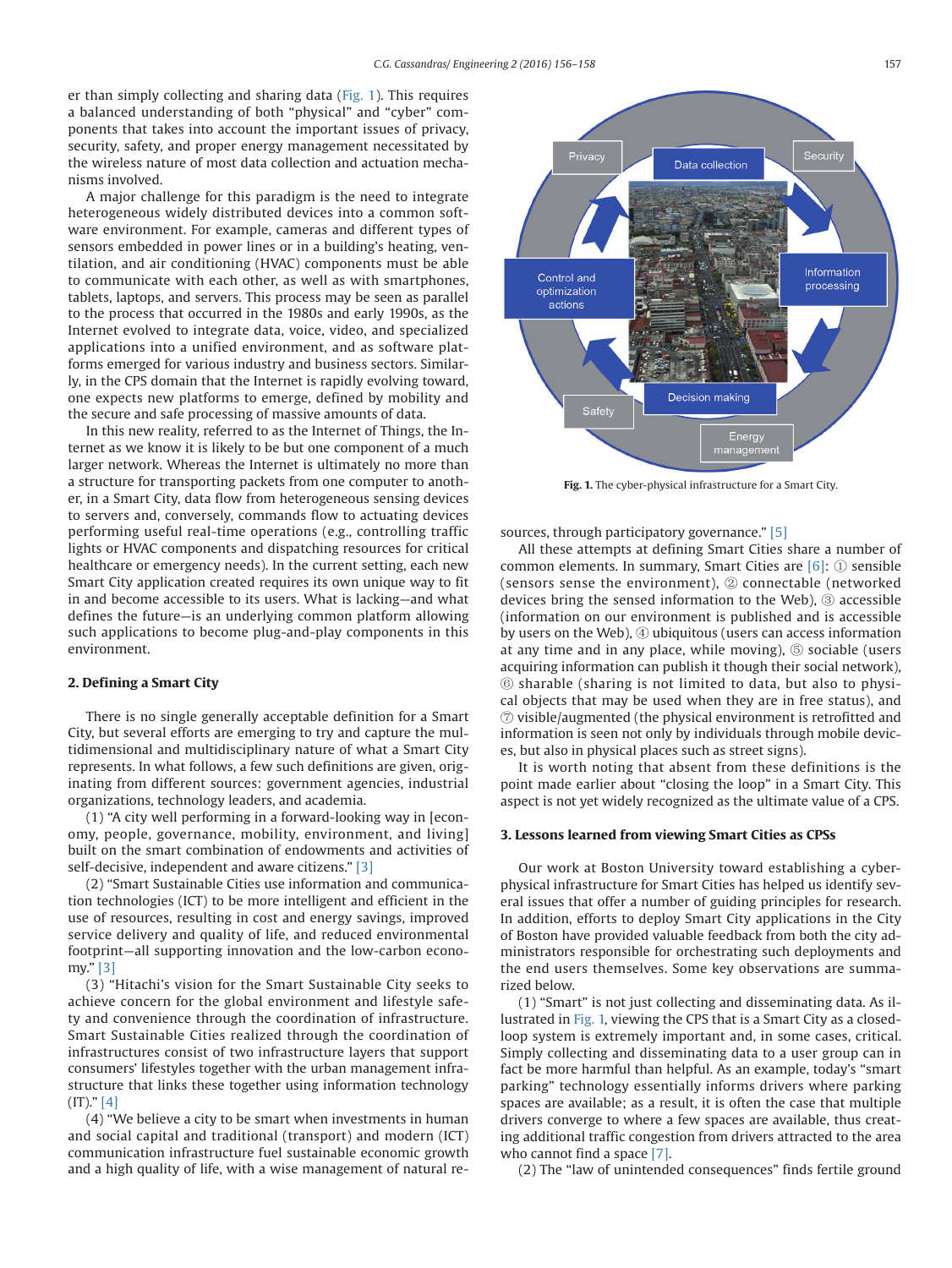er than simply collecting and sharing data (Fig. 1). This requires a balanced understanding of both "physical" and "cyber" components that takes into account the important issues of privacy, security, safety, and proper energy management necessitated by the wireless nature of most data collection and actuation mechanisms involved.

A major challenge for this paradigm is the need to integrate heterogeneous widely distributed devices into a common software environment. For example, cameras and different types of sensors embedded in power lines or in a building's heating, ventilation, and air conditioning (HVAC) components must be able to communicate with each other, as well as with smartphones, tablets, laptops, and servers. This process may be seen as parallel to the process that occurred in the 1980s and early 1990s, as the Internet evolved to integrate data, voice, video, and specialized applications into a unified environment, and as software platforms emerged for various industry and business sectors. Similarly, in the CPS domain that the Internet is rapidly evolving toward, one expects new platforms to emerge, defined by mobility and the secure and safe processing of massive amounts of data.

In this new reality, referred to as the Internet of Things, the Internet as we know it is likely to be but one component of a much larger network. Whereas the Internet is ultimately no more than a structure for transporting packets from one computer to another, in a Smart City, data flow from heterogeneous sensing devices to servers and, conversely, commands flow to actuating devices performing useful real-time operations (e.g., controlling traffic lights or HVAC components and dispatching resources for critical healthcare or emergency needs). In the current setting, each new Smart City application created requires its own unique way to fit in and become accessible to its users. What is lacking—and what defines the future—is an underlying common platform allowing such applications to become plug-and-play components in this environment.

Privacy

Data collection

Security

Information processing

Control and optimization actions

Decision making

Safety

Energy management

**Fig. 1.** The cyber-physical infrastructure for a Smart City.

## 2. Defining a Smart City

There is no single generally acceptable definition for a Smart City, but several efforts are emerging to try and capture the multidimensional and multidisciplinary nature of what a Smart City represents. In what follows, a few such definitions are given, originating from different sources: government agencies, industrial organizations, technology leaders, and academia.

(1) "A city well performing in a forward-looking way in [economy, people, governance, mobility, environment, and living] built on the smart combination of endowments and activities of self-decisive, independent and aware citizens." [3]

(2) "Smart Sustainable Cities use information and communication technologies (ICT) to be more intelligent and efficient in the use of resources, resulting in cost and energy savings, improved service delivery and quality of life, and reduced environmental footprint—all supporting innovation and the low-carbon economy." [3]

(3) "Hitachi's vision for the Smart Sustainable City seeks to achieve concern for the global environment and lifestyle safety and convenience through the coordination of infrastructure. Smart Sustainable Cities realized through the coordination of infrastructures consist of two infrastructure layers that support consumers' lifestyles together with the urban management infrastructure that links these together using information technology (IT)." [4]

(4) "We believe a city to be smart when investments in human and social capital and traditional (transport) and modern (ICT) communication infrastructure fuel sustainable economic growth and a high quality of life, with a wise management of natural resources, through participatory governance." [5]

All these attempts at defining Smart Cities share a number of common elements. In summary, Smart Cities are [6]: ① sensible (sensors sense the environment), ② connectable (networked devices bring the sensed information to the Web), ③ accessible (information on our environment is published and is accessible by users on the Web), ④ ubiquitous (users can access information at any time and in any place, while moving), ⑤ sociable (users acquiring information can publish it though their social network), ⑥ sharable (sharing is not limited to data, but also to physical objects that may be used when they are in free status), and ⑦ visible/augmented (the physical environment is retrofitted and information is seen not only by individuals through mobile devices, but also in physical places such as street signs).

It is worth noting that absent from these definitions is the point made earlier about "closing the loop" in a Smart City. This aspect is not yet widely recognized as the ultimate value of a CPS.

## 3. Lessons learned from viewing Smart Cities as CPSs

Our work at Boston University toward establishing a cyber-physical infrastructure for Smart Cities has helped us identify several issues that offer a number of guiding principles for research. In addition, efforts to deploy Smart City applications in the City of Boston have provided valuable feedback from both the city administrators responsible for orchestrating such deployments and the end users themselves. Some key observations are summarized below.

(1) "Smart" is not just collecting and disseminating data. As illustrated in Fig. 1, viewing the CPS that is a Smart City as a closed-loop system is extremely important and, in some cases, critical. Simply collecting and disseminating data to a user group can in fact be more harmful than helpful. As an example, today's "smart parking" technology essentially informs drivers where parking spaces are available; as a result, it is often the case that multiple drivers converge to where a few spaces are available, thus creating additional traffic congestion from drivers attracted to the area who cannot find a space [7].

(2) The "law of unintended consequences" finds fertile ground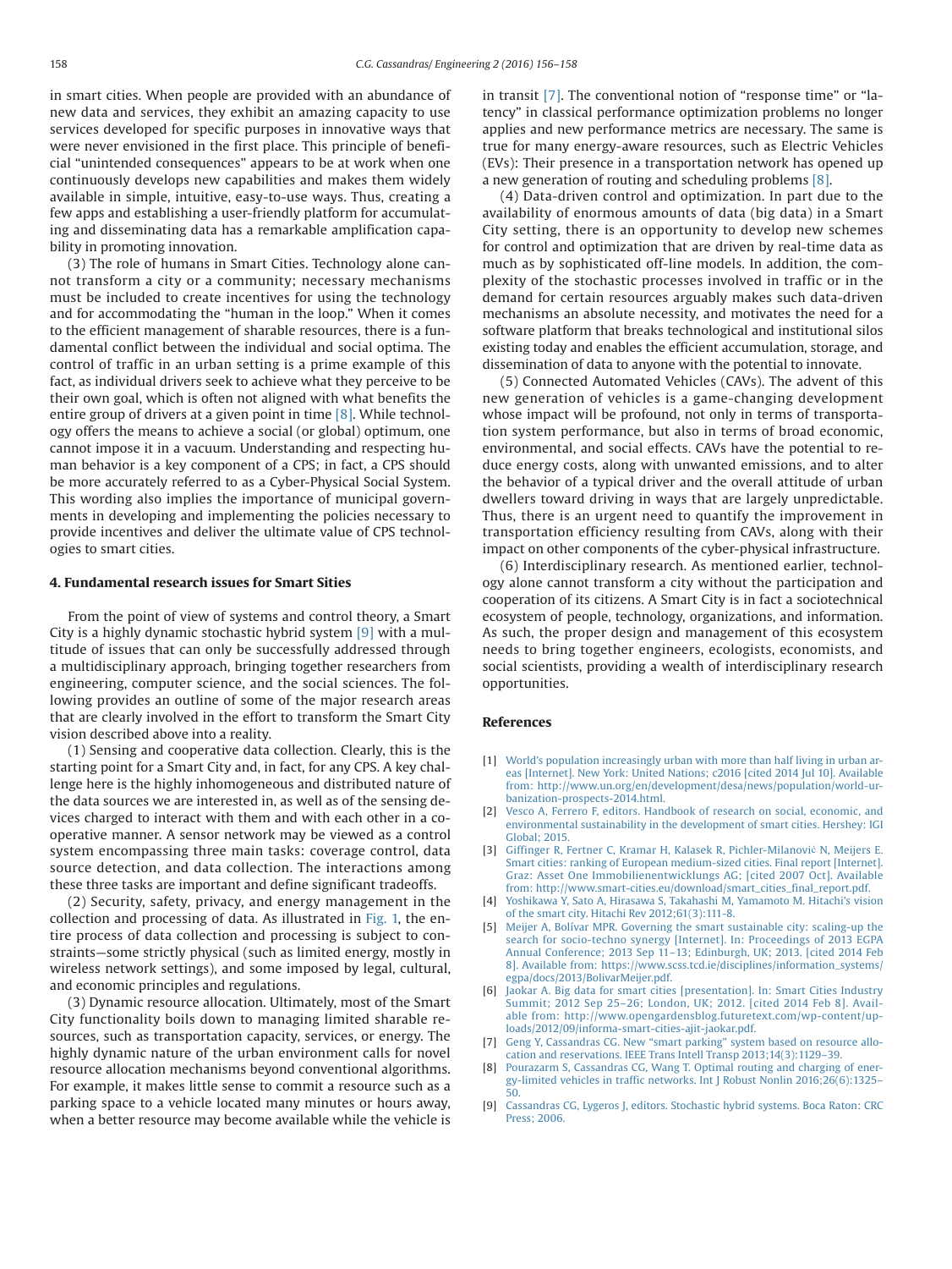in smart cities. When people are provided with an abundance of new data and services, they exhibit an amazing capacity to use services developed for specific purposes in innovative ways that were never envisioned in the first place. This principle of beneficial "unintended consequences" appears to be at work when one continuously develops new capabilities and makes them widely available in simple, intuitive, easy-to-use ways. Thus, creating a few apps and establishing a user-friendly platform for accumulating and disseminating data has a remarkable amplification capability in promoting innovation.

(3) The role of humans in Smart Cities. Technology alone cannot transform a city or a community; necessary mechanisms must be included to create incentives for using the technology and for accommodating the "human in the loop." When it comes to the efficient management of sharable resources, there is a fundamental conflict between the individual and social optima. The control of traffic in an urban setting is a prime example of this fact, as individual drivers seek to achieve what they perceive to be their own goal, which is often not aligned with what benefits the entire group of drivers at a given point in time [8]. While technology offers the means to achieve a social (or global) optimum, one cannot impose it in a vacuum. Understanding and respecting human behavior is a key component of a CPS; in fact, a CPS should be more accurately referred to as a Cyber-Physical Social System. This wording also implies the importance of municipal governments in developing and implementing the policies necessary to provide incentives and deliver the ultimate value of CPS technologies to smart cities.

## 4. Fundamental research issues for Smart Sities

From the point of view of systems and control theory, a Smart City is a highly dynamic stochastic hybrid system [9] with a multitude of issues that can only be successfully addressed through a multidisciplinary approach, bringing together researchers from engineering, computer science, and the social sciences. The following provides an outline of some of the major research areas that are clearly involved in the effort to transform the Smart City vision described above into a reality.

(1) Sensing and cooperative data collection. Clearly, this is the starting point for a Smart City and, in fact, for any CPS. A key challenge here is the highly inhomogeneous and distributed nature of the data sources we are interested in, as well as of the sensing devices charged to interact with them and with each other in a cooperative manner. A sensor network may be viewed as a control system encompassing three main tasks: coverage control, data source detection, and data collection. The interactions among these three tasks are important and define significant tradeoffs.

(2) Security, safety, privacy, and energy management in the collection and processing of data. As illustrated in Fig. 1, the entire process of data collection and processing is subject to constraints—some strictly physical (such as limited energy, mostly in wireless network settings), and some imposed by legal, cultural, and economic principles and regulations.

(3) Dynamic resource allocation. Ultimately, most of the Smart City functionality boils down to managing limited sharable resources, such as transportation capacity, services, or energy. The highly dynamic nature of the urban environment calls for novel resource allocation mechanisms beyond conventional algorithms. For example, it makes little sense to commit a resource such as a parking space to a vehicle located many minutes or hours away, when a better resource may become available while the vehicle is in transit [7]. The conventional notion of "response time" or "latency" in classical performance optimization problems no longer applies and new performance metrics are necessary. The same is true for many energy-aware resources, such as Electric Vehicles (EVs): Their presence in a transportation network has opened up a new generation of routing and scheduling problems [8].

(4) Data-driven control and optimization. In part due to the availability of enormous amounts of data (big data) in a Smart City setting, there is an opportunity to develop new schemes for control and optimization that are driven by real-time data as much as by sophisticated off-line models. In addition, the complexity of the stochastic processes involved in traffic or in the demand for certain resources arguably makes such data-driven mechanisms an absolute necessity, and motivates the need for a software platform that breaks technological and institutional silos existing today and enables the efficient accumulation, storage, and dissemination of data to anyone with the potential to innovate.

(5) Connected Automated Vehicles (CAVs). The advent of this new generation of vehicles is a game-changing development whose impact will be profound, not only in terms of transportation system performance, but also in terms of broad economic, environmental, and social effects. CAVs have the potential to reduce energy costs, along with unwanted emissions, and to alter the behavior of a typical driver and the overall attitude of urban dwellers toward driving in ways that are largely unpredictable. Thus, there is an urgent need to quantify the improvement in transportation efficiency resulting from CAVs, along with their impact on other components of the cyber-physical infrastructure.

(6) Interdisciplinary research. As mentioned earlier, technology alone cannot transform a city without the participation and cooperation of its citizens. A Smart City is in fact a sociotechnical ecosystem of people, technology, organizations, and information. As such, the proper design and management of this ecosystem needs to bring together engineers, ecologists, economists, and social scientists, providing a wealth of interdisciplinary research opportunities.

## References

[1] World's population increasingly urban with more than half living in urban areas [Internet]. New York: United Nations; c2016 [cited 2014 Jul 10]. Available from: http://www.un.org/en/development/desa/news/population/world-urbanization-prospects-2014.html.

[2] Vesco A, Ferrero F, editors. Handbook of research on social, economic, and environmental sustainability in the development of smart cities. Hershey: IGI Global; 2015.

[3] Giffinger R, Fertner C, Kramar H, Kalasek R, Pichler-Milanović N, Meijers E. Smart cities: ranking of European medium-sized cities. Final report [Internet]. Graz: Asset One Immobilienentwicklungs AG; [cited 2007 Oct]. Available from: http://www.smart-cities.eu/download/smart_cities_final_report.pdf.

[4] Yoshikawa Y, Sato A, Hirasawa S, Takahashi M, Yamamoto M. Hitachi's vision of the smart city. Hitachi Rev 2012;61(3):111-8.

[5] Meijer A, Bolívar MPR. Governing the smart sustainable city: scaling-up the search for socio-techno synergy [Internet]. In: Proceedings of 2013 EGPA Annual Conference; 2013 Sep 11–13; Edinburgh, UK; 2013. [cited 2014 Feb 8]. Available from: https://www.scss.tcd.ie/disciplines/information_systems/egpa/docs/2013/BolivarMeijer.pdf.

[6] Jaokar A. Big data for smart cities [presentation]. In: Smart Cities Industry Summit; 2012 Sep 25–26; London, UK; 2012. [cited 2014 Feb 8]. Available from: http://www.opengardensblog.futuretext.com/wp-content/uploads/2012/09/informa-smart-cities-ajit-jaokar.pdf.

[7] Geng Y, Cassandras CG. New "smart parking" system based on resource allocation and reservations. IEEE Trans Intell Transp 2013;14(3):1129–39.

[8] Pourazarm S, Cassandras CG, Wang T. Optimal routing and charging of energy-limited vehicles in traffic networks. Int J Robust Nonlin 2016;26(6):1325–50.

[9] Cassandras CG, Lygeros J, editors. Stochastic hybrid systems. Boca Raton: CRC Press; 2006.